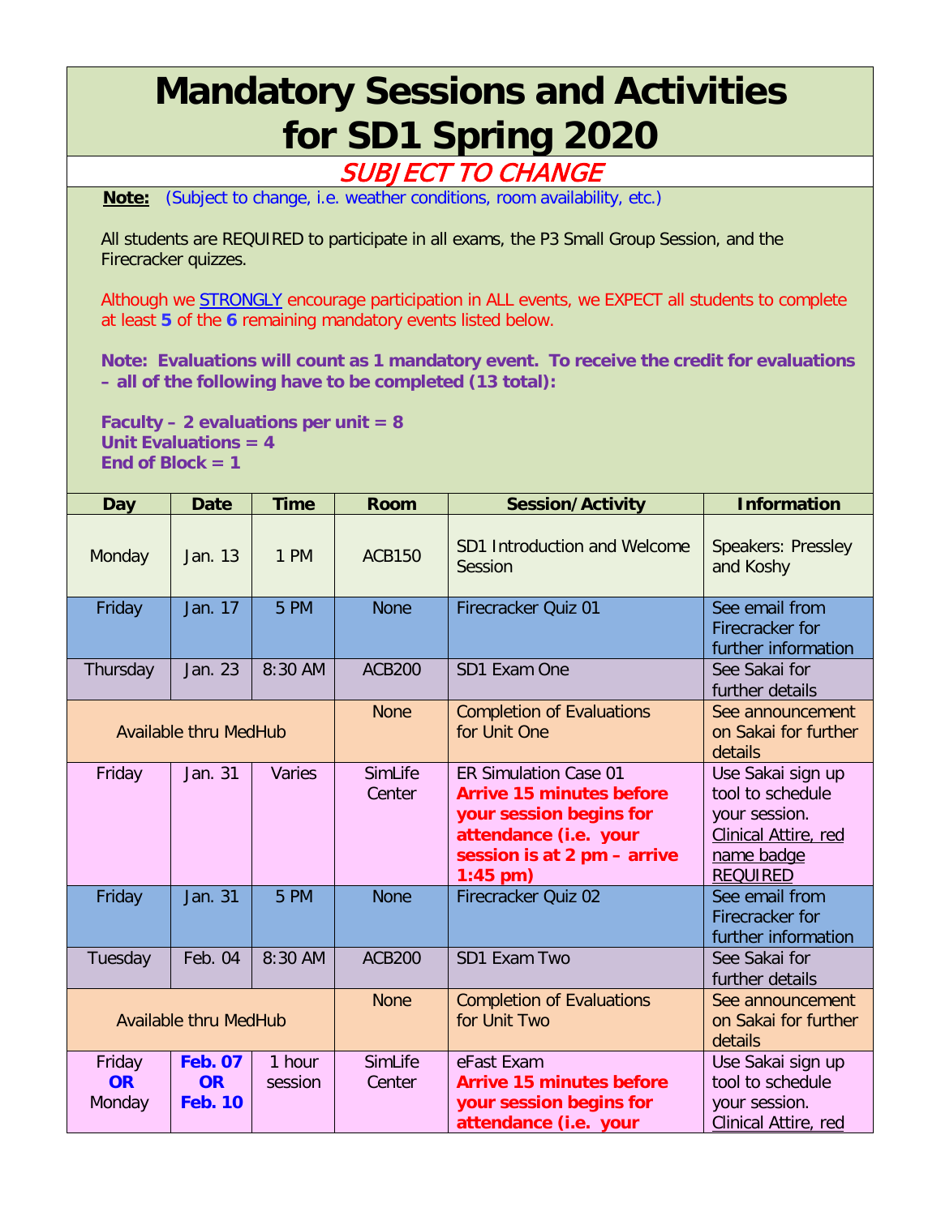# Mandatory Sessions and Activities for SD1 Spring 2020

*SUBJECT TO CHANGE*

**Note:** (Subject to change, i.e. weather conditions, room availability, etc.)

All students are REQUIRED to participate in all exams, the P3 Small Group Session, and the Firecracker quizzes.

Although we STRONGLY encourage participation in ALL events, we EXPECT all students to complete at least **5** of the **6** remaining mandatory events listed below.

**Note: Evaluations will count as 1 mandatory event. To receive the credit for evaluations – all of the following have to be completed (13 total):**

**Faculty – 2 evaluations per unit = 8**
**Unit Evaluations = 4**
**End of Block = 1**

| Day | Date | Time | Room | Session/Activity | Information |
|---|---|---|---|---|---|
| Monday | Jan. 13 | 1 PM | ACB150 | SD1 Introduction and Welcome Session | Speakers: Pressley and Koshy |
| Friday | Jan. 17 | 5 PM | None | Firecracker Quiz 01 | See email from Firecracker for further information |
| Thursday | Jan. 23 | 8:30 AM | ACB200 | SD1 Exam One | See Sakai for further details |
| Available thru MedHub | | | None | Completion of Evaluations for Unit One | See announcement on Sakai for further details |
| Friday | Jan. 31 | Varies | SimLife Center | ER Simulation Case 01 **Arrive 15 minutes before your session begins for attendance (i.e. your session is at 2 pm – arrive 1:45 pm)** | Use Sakai sign up tool to schedule your session. Clinical Attire, red name badge REQUIRED |
| Friday | Jan. 31 | 5 PM | None | Firecracker Quiz 02 | See email from Firecracker for further information |
| Tuesday | Feb. 04 | 8:30 AM | ACB200 | SD1 Exam Two | See Sakai for further details |
| Available thru MedHub | | | None | Completion of Evaluations for Unit Two | See announcement on Sakai for further details |
| Friday **OR** Monday | **Feb. 07 OR Feb. 10** | 1 hour session | SimLife Center | eFast Exam **Arrive 15 minutes before your session begins for attendance (i.e. your** | Use Sakai sign up tool to schedule your session. Clinical Attire, red |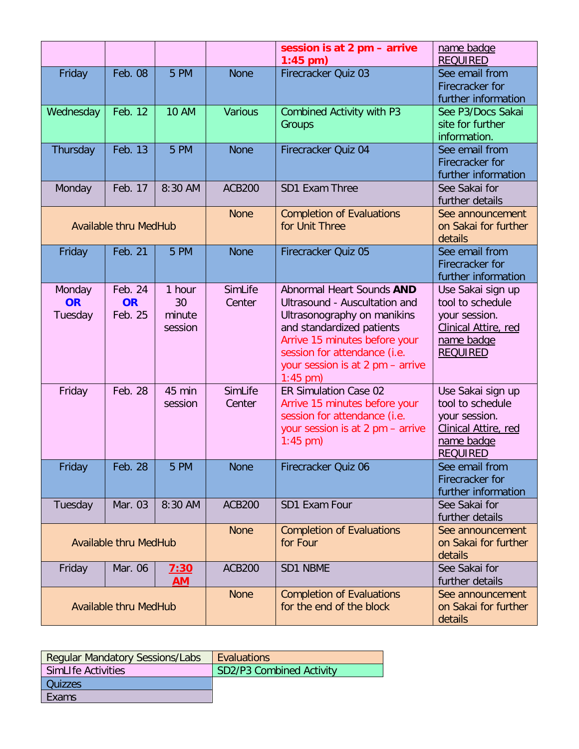| | | | | **session is at 2 pm – arrive 1:45 pm)** | name badge REQUIRED |
|---|---|---|---|---|---|
| Friday | Feb. 08 | 5 PM | None | Firecracker Quiz 03 | See email from Firecracker for further information |
| Wednesday | Feb. 12 | 10 AM | Various | Combined Activity with P3 Groups | See P3/Docs Sakai site for further information. |
| Thursday | Feb. 13 | 5 PM | None | Firecracker Quiz 04 | See email from Firecracker for further information |
| Monday | Feb. 17 | 8:30 AM | ACB200 | SD1 Exam Three | See Sakai for further details |
| Available thru MedHub | | | None | Completion of Evaluations for Unit Three | See announcement on Sakai for further details |
| Friday | Feb. 21 | 5 PM | None | Firecracker Quiz 05 | See email from Firecracker for further information |
| Monday **OR** Tuesday | Feb. 24 **OR** Feb. 25 | 1 hour 30 minute session | SimLife Center | Abnormal Heart Sounds **AND** Ultrasound - Auscultation and Ultrasonography on manikins and standardized patients Arrive 15 minutes before your session for attendance (i.e. your session is at 2 pm – arrive 1:45 pm) | Use Sakai sign up tool to schedule your session. Clinical Attire, red name badge REQUIRED |
| Friday | Feb. 28 | 45 min session | SimLife Center | ER Simulation Case 02 Arrive 15 minutes before your session for attendance (i.e. your session is at 2 pm – arrive 1:45 pm) | Use Sakai sign up tool to schedule your session. Clinical Attire, red name badge REQUIRED |
| Friday | Feb. 28 | 5 PM | None | Firecracker Quiz 06 | See email from Firecracker for further information |
| Tuesday | Mar. 03 | 8:30 AM | ACB200 | SD1 Exam Four | See Sakai for further details |
| Available thru MedHub | | | None | Completion of Evaluations for Four | See announcement on Sakai for further details |
| Friday | Mar. 06 | **7:30 AM** | ACB200 | SD1 NBME | See Sakai for further details |
| Available thru MedHub | | | None | Completion of Evaluations for the end of the block | See announcement on Sakai for further details |

| Legend | |
|---|---|
| Regular Mandatory Sessions/Labs | Evaluations |
| SimLIfe Activities | SD2/P3 Combined Activity |
| Quizzes | |
| Exams | |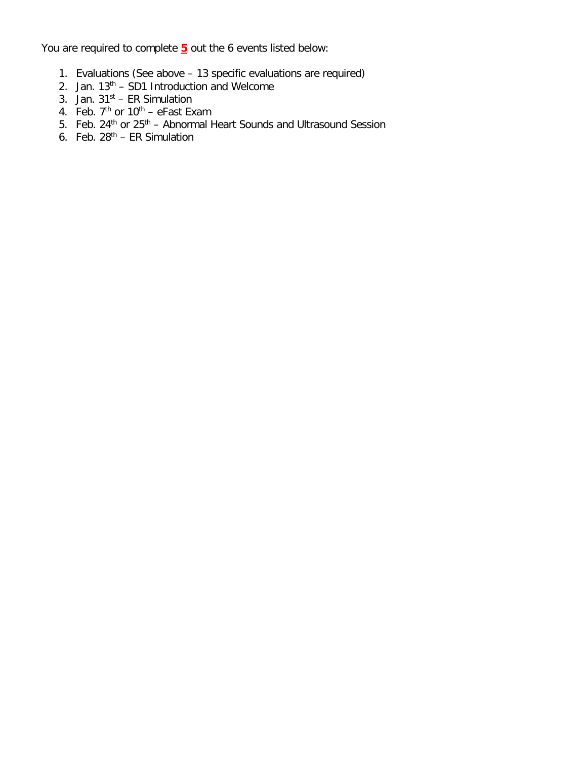You are required to complete **5** out the 6 events listed below:

1. Evaluations (See above – 13 specific evaluations are required)
2. Jan. 13th – SD1 Introduction and Welcome
3. Jan. 31st – ER Simulation
4. Feb. 7th or 10th – eFast Exam
5. Feb. 24th or 25th – Abnormal Heart Sounds and Ultrasound Session
6. Feb. 28th – ER Simulation